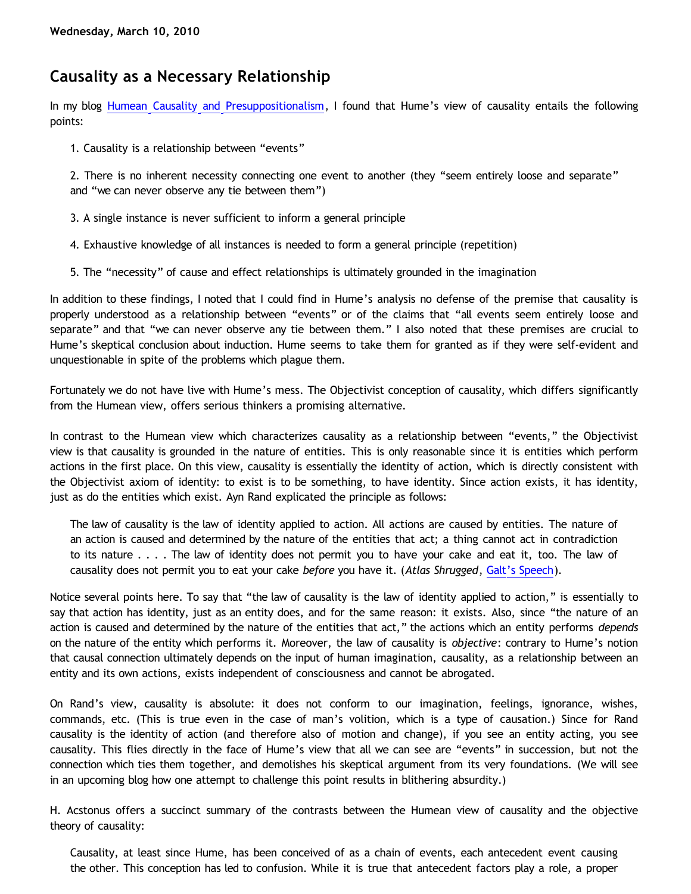**Wednesday, March 10, 2010**

# Causality as a Necessary Relationship

In my blog Humean Causality and Presuppositionalism, I found that Hume's view of causality entails the following points:

1. Causality is a relationship between "events"

2. There is no inherent necessity connecting one event to another (they "seem entirely loose and separate" and "we can never observe any tie between them")

3. A single instance is never sufficient to inform a general principle

4. Exhaustive knowledge of all instances is needed to form a general principle (repetition)

5. The "necessity" of cause and effect relationships is ultimately grounded in the imagination

In addition to these findings, I noted that I could find in Hume's analysis no defense of the premise that causality is properly understood as a relationship between "events" or of the claims that "all events seem entirely loose and separate" and that "we can never observe any tie between them." I also noted that these premises are crucial to Hume's skeptical conclusion about induction. Hume seems to take them for granted as if they were self-evident and unquestionable in spite of the problems which plague them.

Fortunately we do not have live with Hume's mess. The Objectivist conception of causality, which differs significantly from the Humean view, offers serious thinkers a promising alternative.

In contrast to the Humean view which characterizes causality as a relationship between "events," the Objectivist view is that causality is grounded in the nature of entities. This is only reasonable since it is entities which perform actions in the first place. On this view, causality is essentially the identity of action, which is directly consistent with the Objectivist axiom of identity: to exist is to be something, to have identity. Since action exists, it has identity, just as do the entities which exist. Ayn Rand explicated the principle as follows:

> The law of causality is the law of identity applied to action. All actions are caused by entities. The nature of an action is caused and determined by the nature of the entities that act; a thing cannot act in contradiction to its nature . . . . The law of identity does not permit you to have your cake and eat it, too. The law of causality does not permit you to eat your cake *before* you have it. (*Atlas Shrugged*, Galt's Speech).

Notice several points here. To say that "the law of causality is the law of identity applied to action," is essentially to say that action has identity, just as an entity does, and for the same reason: it exists. Also, since "the nature of an action is caused and determined by the nature of the entities that act," the actions which an entity performs *depends* on the nature of the entity which performs it. Moreover, the law of causality is *objective*: contrary to Hume's notion that causal connection ultimately depends on the input of human imagination, causality, as a relationship between an entity and its own actions, exists independent of consciousness and cannot be abrogated.

On Rand's view, causality is absolute: it does not conform to our imagination, feelings, ignorance, wishes, commands, etc. (This is true even in the case of man's volition, which is a type of causation.) Since for Rand causality is the identity of action (and therefore also of motion and change), if you see an entity acting, you see causality. This flies directly in the face of Hume's view that all we can see are "events" in succession, but not the connection which ties them together, and demolishes his skeptical argument from its very foundations. (We will see in an upcoming blog how one attempt to challenge this point results in blithering absurdity.)

H. Acstonus offers a succinct summary of the contrasts between the Humean view of causality and the objective theory of causality:

> Causality, at least since Hume, has been conceived of as a chain of events, each antecedent event causing the other. This conception has led to confusion. While it is true that antecedent factors play a role, a proper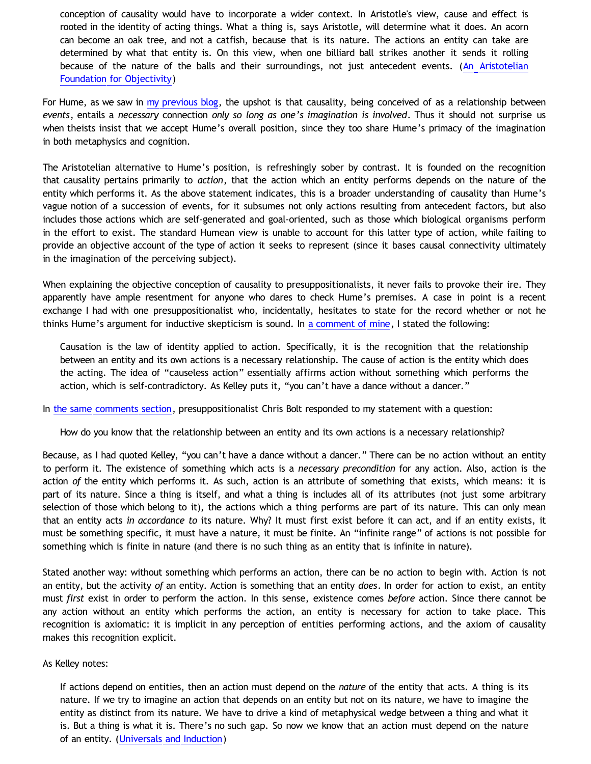> conception of causality would have to incorporate a wider context. In Aristotle's view, cause and effect is rooted in the identity of acting things. What a thing is, says Aristotle, will determine what it does. An acorn can become an oak tree, and not a catfish, because that is its nature. The actions an entity can take are determined by what that entity is. On this view, when one billiard ball strikes another it sends it rolling because of the nature of the balls and their surroundings, not just antecedent events. (An Aristotelian Foundation for Objectivity)

For Hume, as we saw in my previous blog, the upshot is that causality, being conceived of as a relationship between *events*, entails a *necessary* connection *only so long as one's imagination is involved*. Thus it should not surprise us when theists insist that we accept Hume's overall position, since they too share Hume's primacy of the imagination in both metaphysics and cognition.

The Aristotelian alternative to Hume's position, is refreshingly sober by contrast. It is founded on the recognition that causality pertains primarily to *action*, that the action which an entity performs depends on the nature of the entity which performs it. As the above statement indicates, this is a broader understanding of causality than Hume's vague notion of a succession of events, for it subsumes not only actions resulting from antecedent factors, but also includes those actions which are self-generated and goal-oriented, such as those which biological organisms perform in the effort to exist. The standard Humean view is unable to account for this latter type of action, while failing to provide an objective account of the type of action it seeks to represent (since it bases causal connectivity ultimately in the imagination of the perceiving subject).

When explaining the objective conception of causality to presuppositionalists, it never fails to provoke their ire. They apparently have ample resentment for anyone who dares to check Hume's premises. A case in point is a recent exchange I had with one presuppositionalist who, incidentally, hesitates to state for the record whether or not he thinks Hume's argument for inductive skepticism is sound. In a comment of mine, I stated the following:

> Causation is the law of identity applied to action. Specifically, it is the recognition that the relationship between an entity and its own actions is a necessary relationship. The cause of action is the entity which does the acting. The idea of "causeless action" essentially affirms action without something which performs the action, which is self-contradictory. As Kelley puts it, "you can't have a dance without a dancer."

In the same comments section, presuppositionalist Chris Bolt responded to my statement with a question:

> How do you know that the relationship between an entity and its own actions is a necessary relationship?

Because, as I had quoted Kelley, "you can't have a dance without a dancer." There can be no action without an entity to perform it. The existence of something which acts is a *necessary precondition* for any action. Also, action is the action *of* the entity which performs it. As such, action is an attribute of something that exists, which means: it is part of its nature. Since a thing is itself, and what a thing is includes all of its attributes (not just some arbitrary selection of those which belong to it), the actions which a thing performs are part of its nature. This can only mean that an entity acts *in accordance to* its nature. Why? It must first exist before it can act, and if an entity exists, it must be something specific, it must have a nature, it must be finite. An "infinite range" of actions is not possible for something which is finite in nature (and there is no such thing as an entity that is infinite in nature).

Stated another way: without something which performs an action, there can be no action to begin with. Action is not an entity, but the activity *of* an entity. Action is something that an entity *does*. In order for action to exist, an entity must *first* exist in order to perform the action. In this sense, existence comes *before* action. Since there cannot be any action without an entity which performs the action, an entity is necessary for action to take place. This recognition is axiomatic: it is implicit in any perception of entities performing actions, and the axiom of causality makes this recognition explicit.

As Kelley notes:

> If actions depend on entities, then an action must depend on the *nature* of the entity that acts. A thing is its nature. If we try to imagine an action that depends on an entity but not on its nature, we have to imagine the entity as distinct from its nature. We have to drive a kind of metaphysical wedge between a thing and what it is. But a thing is what it is. There's no such gap. So now we know that an action must depend on the nature of an entity. (Universals and Induction)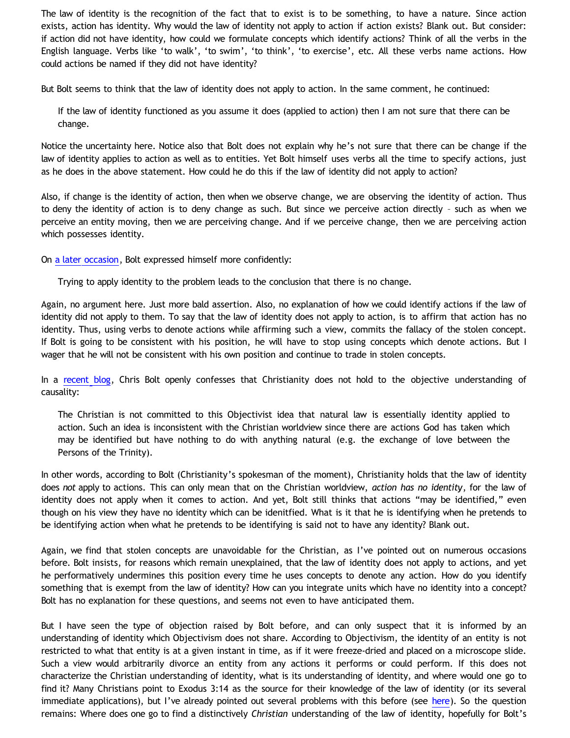The law of identity is the recognition of the fact that to exist is to be something, to have a nature. Since action exists, action has identity. Why would the law of identity not apply to action if action exists? Blank out. But consider: if action did not have identity, how could we formulate concepts which identify actions? Think of all the verbs in the English language. Verbs like 'to walk', 'to swim', 'to think', 'to exercise', etc. All these verbs name actions. How could actions be named if they did not have identity?

But Bolt seems to think that the law of identity does not apply to action. In the same comment, he continued:

> If the law of identity functioned as you assume it does (applied to action) then I am not sure that there can be change.

Notice the uncertainty here. Notice also that Bolt does not explain why he's not sure that there can be change if the law of identity applies to action as well as to entities. Yet Bolt himself uses verbs all the time to specify actions, just as he does in the above statement. How could he do this if the law of identity did not apply to action?

Also, if change is the identity of action, then when we observe change, we are observing the identity of action. Thus to deny the identity of action is to deny change as such. But since we perceive action directly – such as when we perceive an entity moving, then we are perceiving change. And if we perceive change, then we are perceiving action which possesses identity.

On a later occasion, Bolt expressed himself more confidently:

> Trying to apply identity to the problem leads to the conclusion that there is no change.

Again, no argument here. Just more bald assertion. Also, no explanation of how we could identify actions if the law of identity did not apply to them. To say that the law of identity does not apply to action, is to affirm that action has no identity. Thus, using verbs to denote actions while affirming such a view, commits the fallacy of the stolen concept. If Bolt is going to be consistent with his position, he will have to stop using concepts which denote actions. But I wager that he will not be consistent with his own position and continue to trade in stolen concepts.

In a recent blog, Chris Bolt openly confesses that Christianity does not hold to the objective understanding of causality:

> The Christian is not committed to this Objectivist idea that natural law is essentially identity applied to action. Such an idea is inconsistent with the Christian worldview since there are actions God has taken which may be identified but have nothing to do with anything natural (e.g. the exchange of love between the Persons of the Trinity).

In other words, according to Bolt (Christianity's spokesman of the moment), Christianity holds that the law of identity does *not* apply to actions. This can only mean that on the Christian worldview, *action has no identity*, for the law of identity does not apply when it comes to action. And yet, Bolt still thinks that actions "may be identified," even though on his view they have no identity which can be idenitfied. What is it that he is identifying when he pretends to be identifying action when what he pretends to be identifying is said not to have any identity? Blank out.

Again, we find that stolen concepts are unavoidable for the Christian, as I've pointed out on numerous occasions before. Bolt insists, for reasons which remain unexplained, that the law of identity does not apply to actions, and yet he performatively undermines this position every time he uses concepts to denote any action. How do you identify something that is exempt from the law of identity? How can you integrate units which have no identity into a concept? Bolt has no explanation for these questions, and seems not even to have anticipated them.

But I have seen the type of objection raised by Bolt before, and can only suspect that it is informed by an understanding of identity which Objectivism does not share. According to Objectivism, the identity of an entity is not restricted to what that entity is at a given instant in time, as if it were freeze-dried and placed on a microscope slide. Such a view would arbitrarily divorce an entity from any actions it performs or could perform. If this does not characterize the Christian understanding of identity, what is its understanding of identity, and where would one go to find it? Many Christians point to Exodus 3:14 as the source for their knowledge of the law of identity (or its several immediate applications), but I've already pointed out several problems with this before (see here). So the question remains: Where does one go to find a distinctively *Christian* understanding of the law of identity, hopefully for Bolt's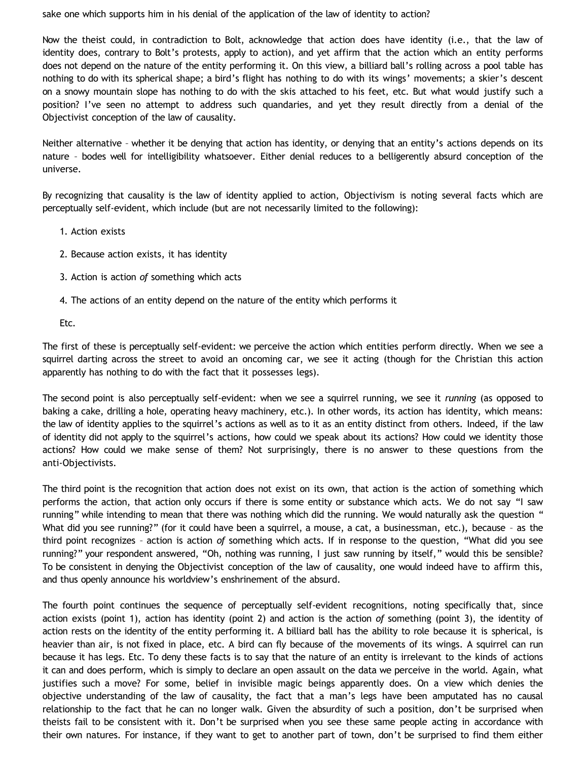sake one which supports him in his denial of the application of the law of identity to action?

Now the theist could, in contradiction to Bolt, acknowledge that action does have identity (i.e., that the law of identity does, contrary to Bolt's protests, apply to action), and yet affirm that the action which an entity performs does not depend on the nature of the entity performing it. On this view, a billiard ball's rolling across a pool table has nothing to do with its spherical shape; a bird's flight has nothing to do with its wings' movements; a skier's descent on a snowy mountain slope has nothing to do with the skis attached to his feet, etc. But what would justify such a position? I've seen no attempt to address such quandaries, and yet they result directly from a denial of the Objectivist conception of the law of causality.

Neither alternative – whether it be denying that action has identity, or denying that an entity's actions depends on its nature – bodes well for intelligibility whatsoever. Either denial reduces to a belligerently absurd conception of the universe.

By recognizing that causality is the law of identity applied to action, Objectivism is noting several facts which are perceptually self-evident, which include (but are not necessarily limited to the following):

1. Action exists

2. Because action exists, it has identity

3. Action is action *of* something which acts

4. The actions of an entity depend on the nature of the entity which performs it

Etc.

The first of these is perceptually self-evident: we perceive the action which entities perform directly. When we see a squirrel darting across the street to avoid an oncoming car, we see it acting (though for the Christian this action apparently has nothing to do with the fact that it possesses legs).

The second point is also perceptually self-evident: when we see a squirrel running, we see it *running* (as opposed to baking a cake, drilling a hole, operating heavy machinery, etc.). In other words, its action has identity, which means: the law of identity applies to the squirrel's actions as well as to it as an entity distinct from others. Indeed, if the law of identity did not apply to the squirrel's actions, how could we speak about its actions? How could we identity those actions? How could we make sense of them? Not surprisingly, there is no answer to these questions from the anti-Objectivists.

The third point is the recognition that action does not exist on its own, that action is the action of something which performs the action, that action only occurs if there is some entity or substance which acts. We do not say "I saw running" while intending to mean that there was nothing which did the running. We would naturally ask the question " What did you see running?" (for it could have been a squirrel, a mouse, a cat, a businessman, etc.), because – as the third point recognizes – action is action *of* something which acts. If in response to the question, "What did you see running?" your respondent answered, "Oh, nothing was running, I just saw running by itself," would this be sensible? To be consistent in denying the Objectivist conception of the law of causality, one would indeed have to affirm this, and thus openly announce his worldview's enshrinement of the absurd.

The fourth point continues the sequence of perceptually self-evident recognitions, noting specifically that, since action exists (point 1), action has identity (point 2) and action is the action *of* something (point 3), the identity of action rests on the identity of the entity performing it. A billiard ball has the ability to role because it is spherical, is heavier than air, is not fixed in place, etc. A bird can fly because of the movements of its wings. A squirrel can run because it has legs. Etc. To deny these facts is to say that the nature of an entity is irrelevant to the kinds of actions it can and does perform, which is simply to declare an open assault on the data we perceive in the world. Again, what justifies such a move? For some, belief in invisible magic beings apparently does. On a view which denies the objective understanding of the law of causality, the fact that a man's legs have been amputated has no causal relationship to the fact that he can no longer walk. Given the absurdity of such a position, don't be surprised when theists fail to be consistent with it. Don't be surprised when you see these same people acting in accordance with their own natures. For instance, if they want to get to another part of town, don't be surprised to find them either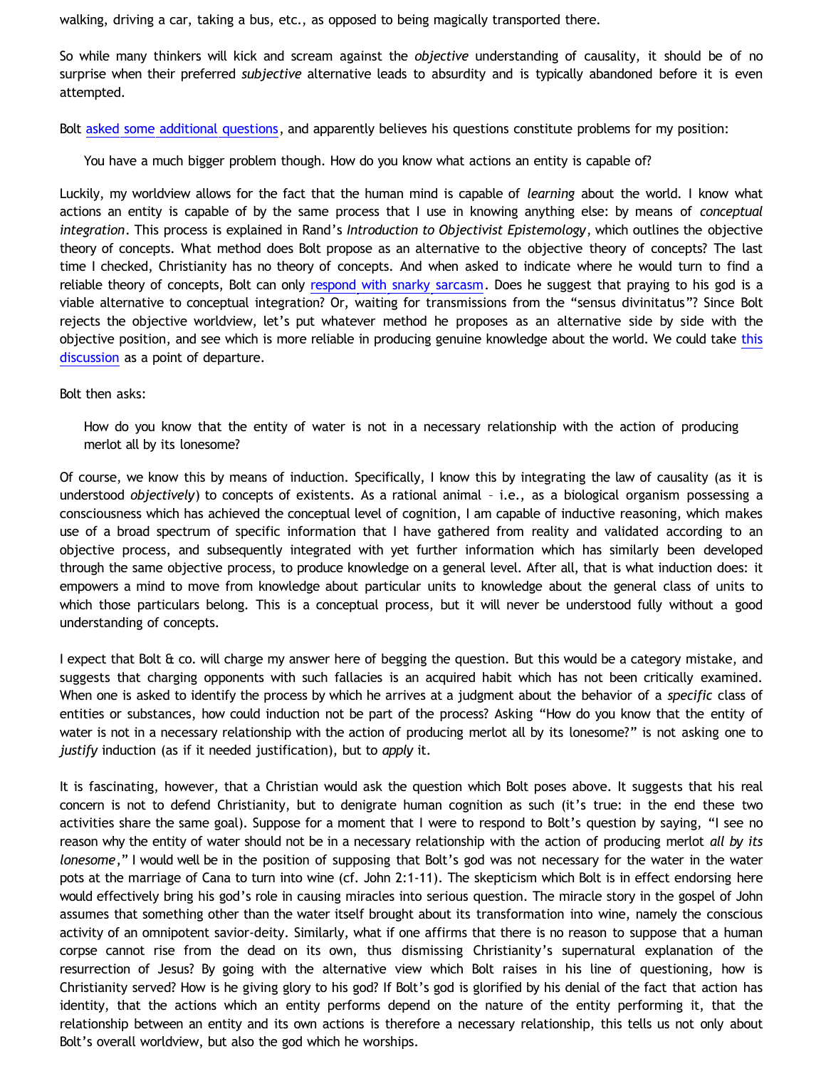walking, driving a car, taking a bus, etc., as opposed to being magically transported there.

So while many thinkers will kick and scream against the *objective* understanding of causality, it should be of no surprise when their preferred *subjective* alternative leads to absurdity and is typically abandoned before it is even attempted.

Bolt asked some additional questions, and apparently believes his questions constitute problems for my position:

> You have a much bigger problem though. How do you know what actions an entity is capable of?

Luckily, my worldview allows for the fact that the human mind is capable of *learning* about the world. I know what actions an entity is capable of by the same process that I use in knowing anything else: by means of *conceptual integration*. This process is explained in Rand's *Introduction to Objectivist Epistemology*, which outlines the objective theory of concepts. What method does Bolt propose as an alternative to the objective theory of concepts? The last time I checked, Christianity has no theory of concepts. And when asked to indicate where he would turn to find a reliable theory of concepts, Bolt can only respond with snarky sarcasm. Does he suggest that praying to his god is a viable alternative to conceptual integration? Or, waiting for transmissions from the "sensus divinitatus"? Since Bolt rejects the objective worldview, let's put whatever method he proposes as an alternative side by side with the objective position, and see which is more reliable in producing genuine knowledge about the world. We could take this discussion as a point of departure.

Bolt then asks:

> How do you know that the entity of water is not in a necessary relationship with the action of producing merlot all by its lonesome?

Of course, we know this by means of induction. Specifically, I know this by integrating the law of causality (as it is understood *objectively*) to concepts of existents. As a rational animal – i.e., as a biological organism possessing a consciousness which has achieved the conceptual level of cognition, I am capable of inductive reasoning, which makes use of a broad spectrum of specific information that I have gathered from reality and validated according to an objective process, and subsequently integrated with yet further information which has similarly been developed through the same objective process, to produce knowledge on a general level. After all, that is what induction does: it empowers a mind to move from knowledge about particular units to knowledge about the general class of units to which those particulars belong. This is a conceptual process, but it will never be understood fully without a good understanding of concepts.

I expect that Bolt & co. will charge my answer here of begging the question. But this would be a category mistake, and suggests that charging opponents with such fallacies is an acquired habit which has not been critically examined. When one is asked to identify the process by which he arrives at a judgment about the behavior of a *specific* class of entities or substances, how could induction not be part of the process? Asking "How do you know that the entity of water is not in a necessary relationship with the action of producing merlot all by its lonesome?" is not asking one to *justify* induction (as if it needed justification), but to *apply* it.

It is fascinating, however, that a Christian would ask the question which Bolt poses above. It suggests that his real concern is not to defend Christianity, but to denigrate human cognition as such (it's true: in the end these two activities share the same goal). Suppose for a moment that I were to respond to Bolt's question by saying, "I see no reason why the entity of water should not be in a necessary relationship with the action of producing merlot *all by its lonesome*," I would well be in the position of supposing that Bolt's god was not necessary for the water in the water pots at the marriage of Cana to turn into wine (cf. John 2:1-11). The skepticism which Bolt is in effect endorsing here would effectively bring his god's role in causing miracles into serious question. The miracle story in the gospel of John assumes that something other than the water itself brought about its transformation into wine, namely the conscious activity of an omnipotent savior-deity. Similarly, what if one affirms that there is no reason to suppose that a human corpse cannot rise from the dead on its own, thus dismissing Christianity's supernatural explanation of the resurrection of Jesus? By going with the alternative view which Bolt raises in his line of questioning, how is Christianity served? How is he giving glory to his god? If Bolt's god is glorified by his denial of the fact that action has identity, that the actions which an entity performs depend on the nature of the entity performing it, that the relationship between an entity and its own actions is therefore a necessary relationship, this tells us not only about Bolt's overall worldview, but also the god which he worships.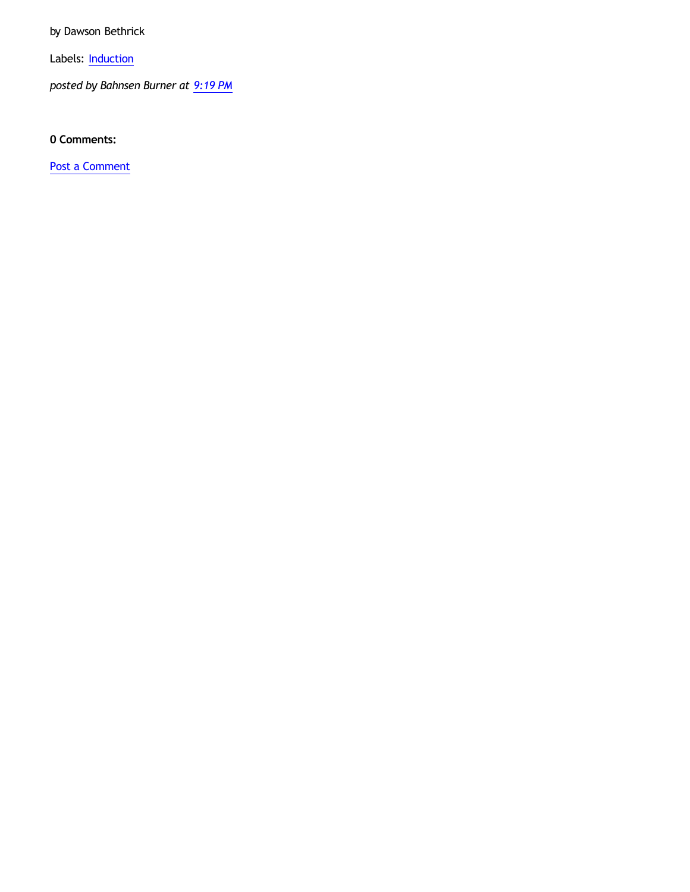by Dawson Bethrick

Labels: Induction

*posted by Bahnsen Burner at 9:19 PM*

**0 Comments:**

Post a Comment